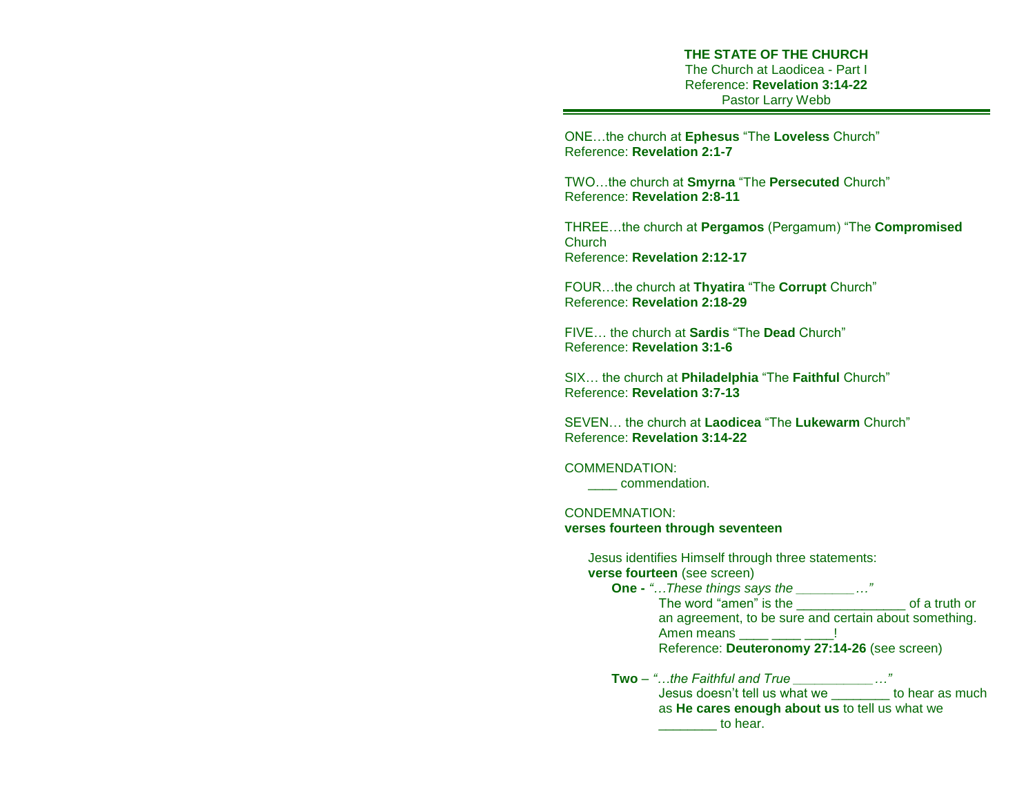**THE STATE OF THE CHURCH**
The Church at Laodicea - Part I
Reference: **Revelation 3:14-22**
Pastor Larry Webb

---

ONE…the church at **Ephesus** "The **Loveless** Church"
Reference: **Revelation 2:1-7**

TWO…the church at **Smyrna** "The **Persecuted** Church"
Reference: **Revelation 2:8-11**

THREE…the church at **Pergamos** (Pergamum) "The **Compromised** Church
Reference: **Revelation 2:12-17**

FOUR…the church at **Thyatira** "The **Corrupt** Church"
Reference: **Revelation 2:18-29**

FIVE… the church at **Sardis** "The **Dead** Church"
Reference: **Revelation 3:1-6**

SIX… the church at **Philadelphia** "The **Faithful** Church"
Reference: **Revelation 3:7-13**

SEVEN… the church at **Laodicea** "The **Lukewarm** Church"
Reference: **Revelation 3:14-22**

COMMENDATION:
____ commendation.

CONDEMNATION:
**verses fourteen through seventeen**

Jesus identifies Himself through three statements:
**verse fourteen** (see screen)

**One -** *"…These things says the ________…"*
The word "amen" is the _______________ of a truth or an agreement, to be sure and certain about something.
Amen means ____ ____ ____!
Reference: **Deuteronomy 27:14-26** (see screen)

**Two** – *"…the Faithful and True ___________…"*
Jesus doesn't tell us what we ________ to hear as much as **He cares enough about us** to tell us what we ________ to hear.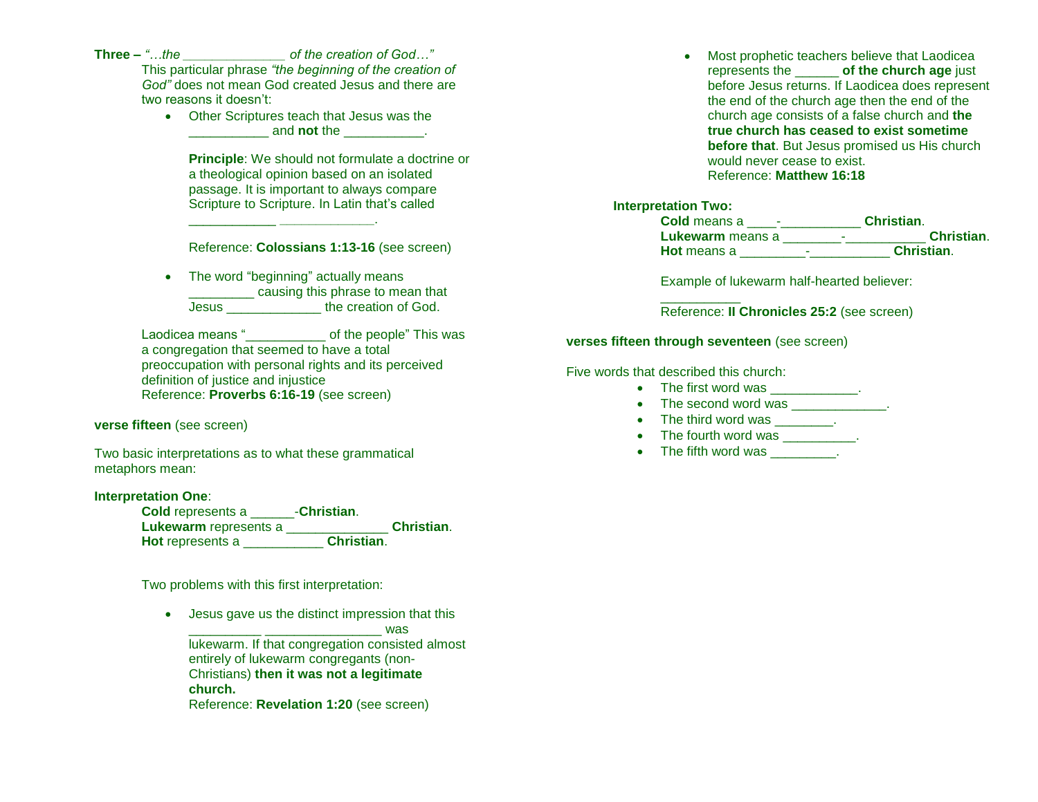**Three –** *"…the ______________ of the creation of God…"*

This particular phrase *"the beginning of the creation of God"* does not mean God created Jesus and there are two reasons it doesn't:

- Other Scriptures teach that Jesus was the ___________ and **not** the ___________.

  **Principle**: We should not formulate a doctrine or a theological opinion based on an isolated passage. It is important to always compare Scripture to Scripture. In Latin that's called ____________ _____________.

  Reference: **Colossians 1:13-16** (see screen)

- The word "beginning" actually means _________ causing this phrase to mean that Jesus _____________ the creation of God.

Laodicea means "___________ of the people" This was a congregation that seemed to have a total preoccupation with personal rights and its perceived definition of justice and injustice
Reference: **Proverbs 6:16-19** (see screen)

**verse fifteen** (see screen)

Two basic interpretations as to what these grammatical metaphors mean:

**Interpretation One**:

**Cold** represents a ______-**Christian**.
**Lukewarm** represents a ______________ **Christian**.
**Hot** represents a ___________ **Christian**.

Two problems with this first interpretation:

- Jesus gave us the distinct impression that this __________ ________________ was lukewarm. If that congregation consisted almost entirely of lukewarm congregants (non-Christians) **then it was not a legitimate church.**
  Reference: **Revelation 1:20** (see screen)

- Most prophetic teachers believe that Laodicea represents the ______ **of the church age** just before Jesus returns. If Laodicea does represent the end of the church age then the end of the church age consists of a false church and **the true church has ceased to exist sometime before that**. But Jesus promised us His church would never cease to exist.
  Reference: **Matthew 16:18**

**Interpretation Two:**

**Cold** means a ____-___________ **Christian**.
**Lukewarm** means a ________-___________ **Christian**.
**Hot** means a _________-___________ **Christian**.

Example of lukewarm half-hearted believer: ___________
Reference: **II Chronicles 25:2** (see screen)

**verses fifteen through seventeen** (see screen)

Five words that described this church:

- The first word was ____________.
- The second word was _____________.
- The third word was ________.
- The fourth word was __________.
- The fifth word was _________.